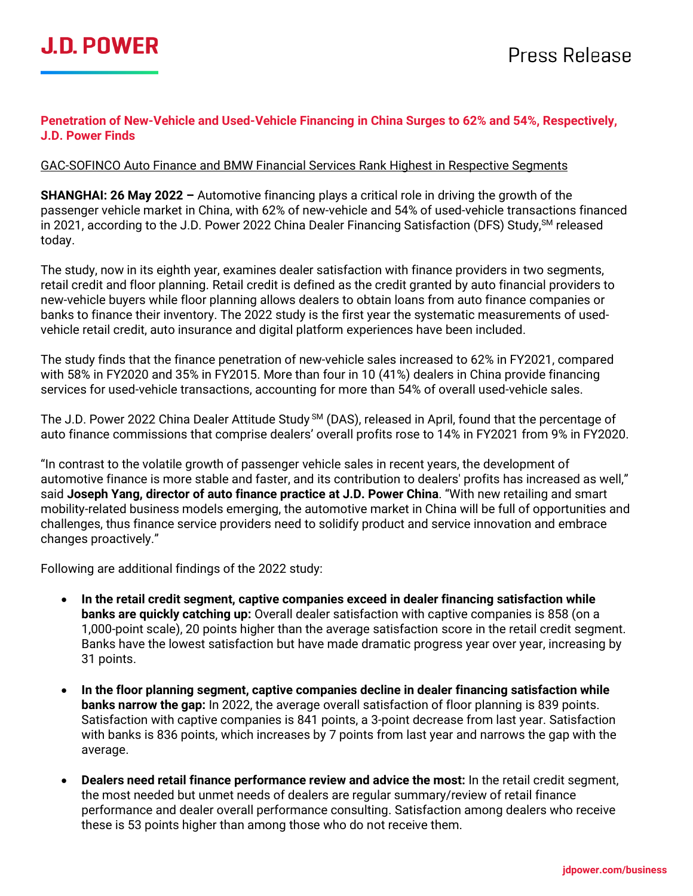**Penetration of New-Vehicle and Used-Vehicle Financing in China Surges to 62% and 54%, Respectively, J.D. Power Finds**

GAC-SOFINCO Auto Finance and BMW Financial Services Rank Highest in Respective Segments

**SHANGHAI: 26 May 2022 –** Automotive financing plays a critical role in driving the growth of the passenger vehicle market in China, with 62% of new-vehicle and 54% of used-vehicle transactions financed in 2021, according to the J.D. Power 2022 China Dealer Financing Satisfaction (DFS) Study,SM released today.

The study, now in its eighth year, examines dealer satisfaction with finance providers in two segments, retail credit and floor planning. Retail credit is defined as the credit granted by auto financial providers to new-vehicle buyers while floor planning allows dealers to obtain loans from auto finance companies or banks to finance their inventory. The 2022 study is the first year the systematic measurements of used-vehicle retail credit, auto insurance and digital platform experiences have been included.

The study finds that the finance penetration of new-vehicle sales increased to 62% in FY2021, compared with 58% in FY2020 and 35% in FY2015. More than four in 10 (41%) dealers in China provide financing services for used-vehicle transactions, accounting for more than 54% of overall used-vehicle sales.

The J.D. Power 2022 China Dealer Attitude Study SM (DAS), released in April, found that the percentage of auto finance commissions that comprise dealers' overall profits rose to 14% in FY2021 from 9% in FY2020.

"In contrast to the volatile growth of passenger vehicle sales in recent years, the development of automotive finance is more stable and faster, and its contribution to dealers' profits has increased as well," said **Joseph Yang, director of auto finance practice at J.D. Power China**. "With new retailing and smart mobility-related business models emerging, the automotive market in China will be full of opportunities and challenges, thus finance service providers need to solidify product and service innovation and embrace changes proactively."

Following are additional findings of the 2022 study:

- **In the retail credit segment, captive companies exceed in dealer financing satisfaction while banks are quickly catching up:** Overall dealer satisfaction with captive companies is 858 (on a 1,000-point scale), 20 points higher than the average satisfaction score in the retail credit segment. Banks have the lowest satisfaction but have made dramatic progress year over year, increasing by 31 points.
- **In the floor planning segment, captive companies decline in dealer financing satisfaction while banks narrow the gap:** In 2022, the average overall satisfaction of floor planning is 839 points. Satisfaction with captive companies is 841 points, a 3-point decrease from last year. Satisfaction with banks is 836 points, which increases by 7 points from last year and narrows the gap with the average.
- **Dealers need retail finance performance review and advice the most:** In the retail credit segment, the most needed but unmet needs of dealers are regular summary/review of retail finance performance and dealer overall performance consulting. Satisfaction among dealers who receive these is 53 points higher than among those who do not receive them.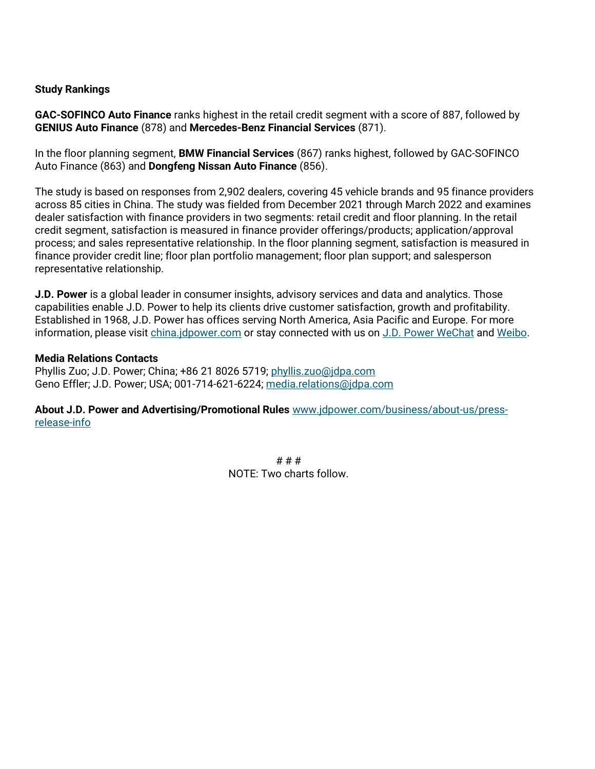**Study Rankings**

**GAC-SOFINCO Auto Finance** ranks highest in the retail credit segment with a score of 887, followed by **GENIUS Auto Finance** (878) and **Mercedes-Benz Financial Services** (871).

In the floor planning segment, **BMW Financial Services** (867) ranks highest, followed by GAC-SOFINCO Auto Finance (863) and **Dongfeng Nissan Auto Finance** (856).

The study is based on responses from 2,902 dealers, covering 45 vehicle brands and 95 finance providers across 85 cities in China. The study was fielded from December 2021 through March 2022 and examines dealer satisfaction with finance providers in two segments: retail credit and floor planning. In the retail credit segment, satisfaction is measured in finance provider offerings/products; application/approval process; and sales representative relationship. In the floor planning segment, satisfaction is measured in finance provider credit line; floor plan portfolio management; floor plan support; and salesperson representative relationship.

**J.D. Power** is a global leader in consumer insights, advisory services and data and analytics. Those capabilities enable J.D. Power to help its clients drive customer satisfaction, growth and profitability. Established in 1968, J.D. Power has offices serving North America, Asia Pacific and Europe. For more information, please visit [china.jdpower.com](china.jdpower.com) or stay connected with us on [J.D. Power WeChat]() and [Weibo]().

**Media Relations Contacts**
Phyllis Zuo; J.D. Power; China; +86 21 8026 5719; [phyllis.zuo@jdpa.com](mailto:phyllis.zuo@jdpa.com)
Geno Effler; J.D. Power; USA; 001-714-621-6224; [media.relations@jdpa.com](mailto:media.relations@jdpa.com)

**About J.D. Power and Advertising/Promotional Rules** [www.jdpower.com/business/about-us/press-release-info](www.jdpower.com/business/about-us/press-release-info)

# # #
NOTE: Two charts follow.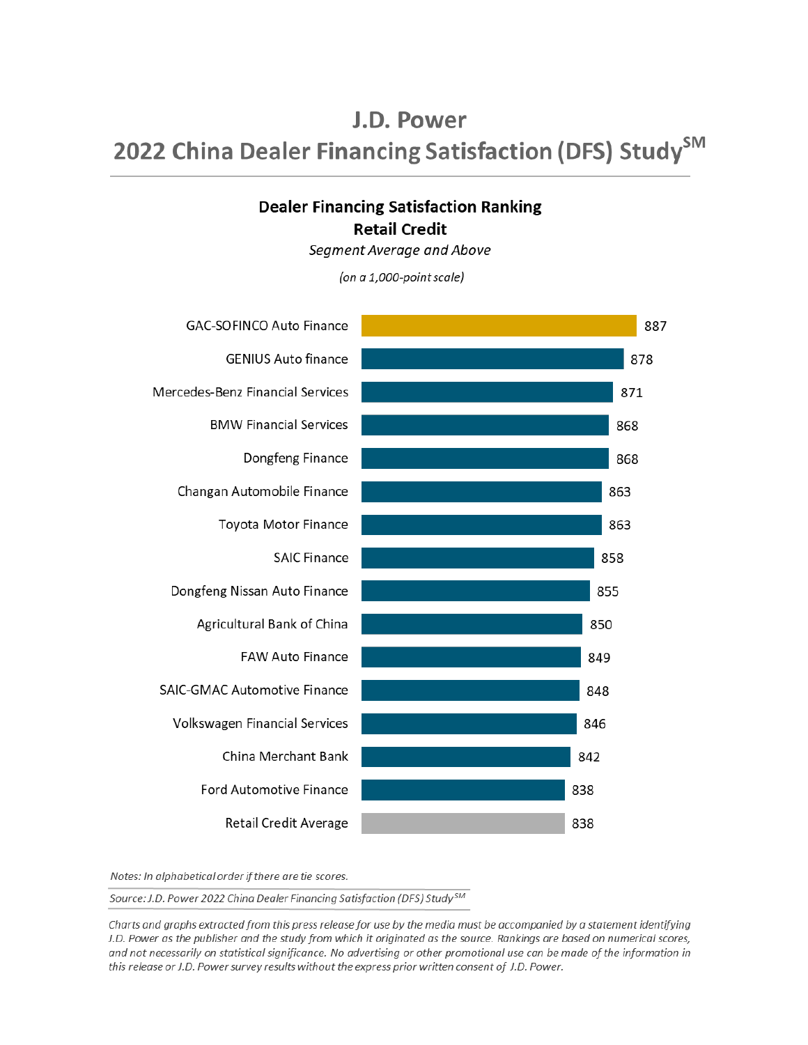# J.D. Power
# 2022 China Dealer Financing Satisfaction (DFS) Study[SM]

### Dealer Financing Satisfaction Ranking
### Retail Credit

*Segment Average and Above*

*(on a 1,000-point scale)*

| Company | Score |
|---|---|
| GAC-SOFINCO Auto Finance | 887 |
| GENIUS Auto finance | 878 |
| Mercedes-Benz Financial Services | 871 |
| BMW Financial Services | 868 |
| Dongfeng Finance | 868 |
| Changan Automobile Finance | 863 |
| Toyota Motor Finance | 863 |
| SAIC Finance | 858 |
| Dongfeng Nissan Auto Finance | 855 |
| Agricultural Bank of China | 850 |
| FAW Auto Finance | 849 |
| SAIC-GMAC Automotive Finance | 848 |
| Volkswagen Financial Services | 846 |
| China Merchant Bank | 842 |
| Ford Automotive Finance | 838 |
| Retail Credit Average | 838 |

*Notes: In alphabetical order if there are tie scores.*

*Source: J.D. Power 2022 China Dealer Financing Satisfaction (DFS) Study[SM]*

*Charts and graphs extracted from this press release for use by the media must be accompanied by a statement identifying J.D. Power as the publisher and the study from which it originated as the source. Rankings are based on numerical scores, and not necessarily on statistical significance. No advertising or other promotional use can be made of the information in this release or J.D. Power survey results without the express prior written consent of J.D. Power.*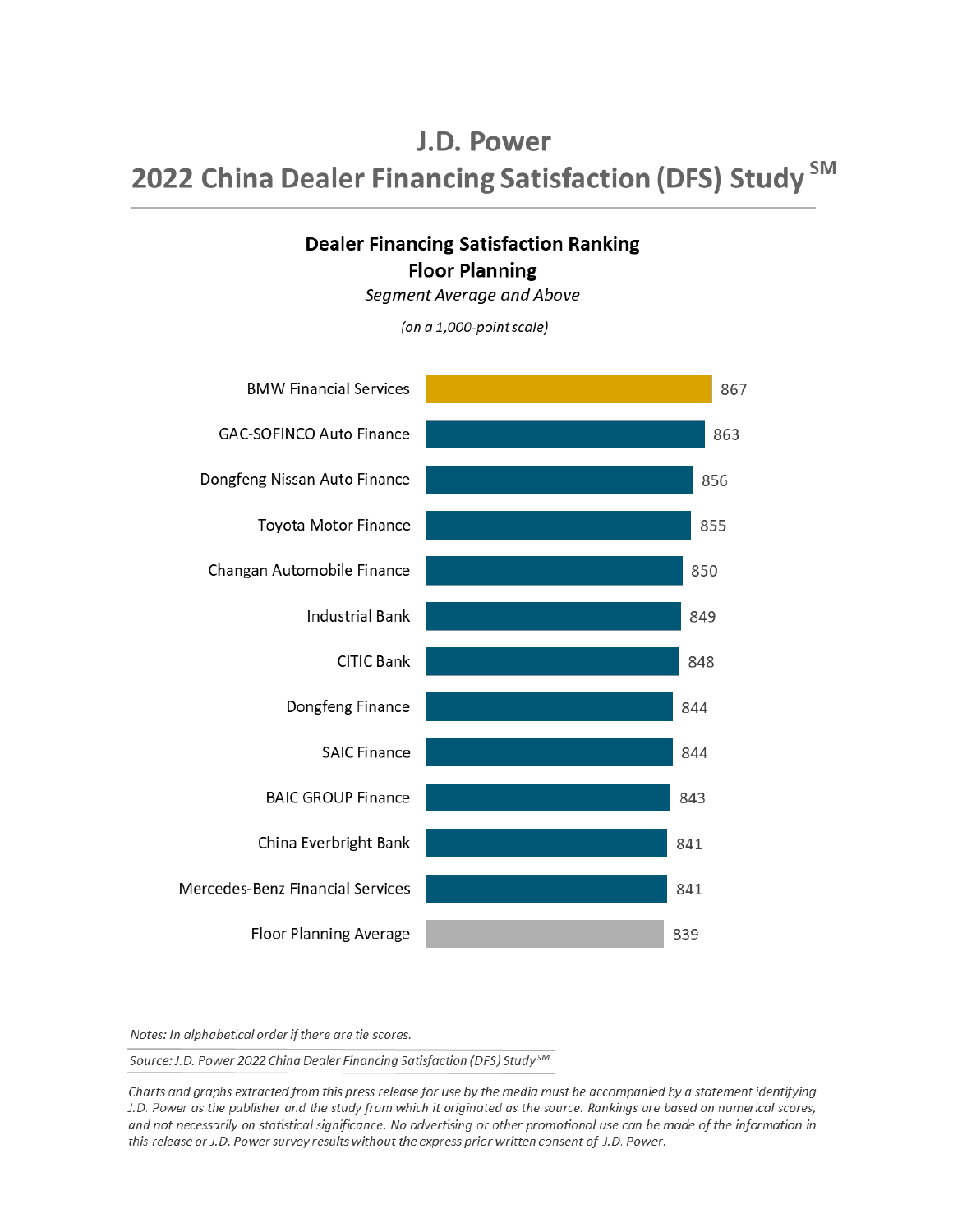# J.D. Power
# 2022 China Dealer Financing Satisfaction (DFS) Study SM

**Dealer Financing Satisfaction Ranking**
**Floor Planning**
*Segment Average and Above*

*(on a 1,000-point scale)*

BMW Financial Services 867
GAC-SOFINCO Auto Finance 863
Dongfeng Nissan Auto Finance 856
Toyota Motor Finance 855
Changan Automobile Finance 850
Industrial Bank 849
CITIC Bank 848
Dongfeng Finance 844
SAIC Finance 844
BAIC GROUP Finance 843
China Everbright Bank 841
Mercedes-Benz Financial Services 841
Floor Planning Average 839

*Notes: In alphabetical order if there are tie scores.*

*Source: J.D. Power 2022 China Dealer Financing Satisfaction (DFS) Study SM*

*Charts and graphs extracted from this press release for use by the media must be accompanied by a statement identifying J.D. Power as the publisher and the study from which it originated as the source. Rankings are based on numerical scores, and not necessarily on statistical significance. No advertising or other promotional use can be made of the information in this release or J.D. Power survey results without the express prior written consent of J.D. Power.*